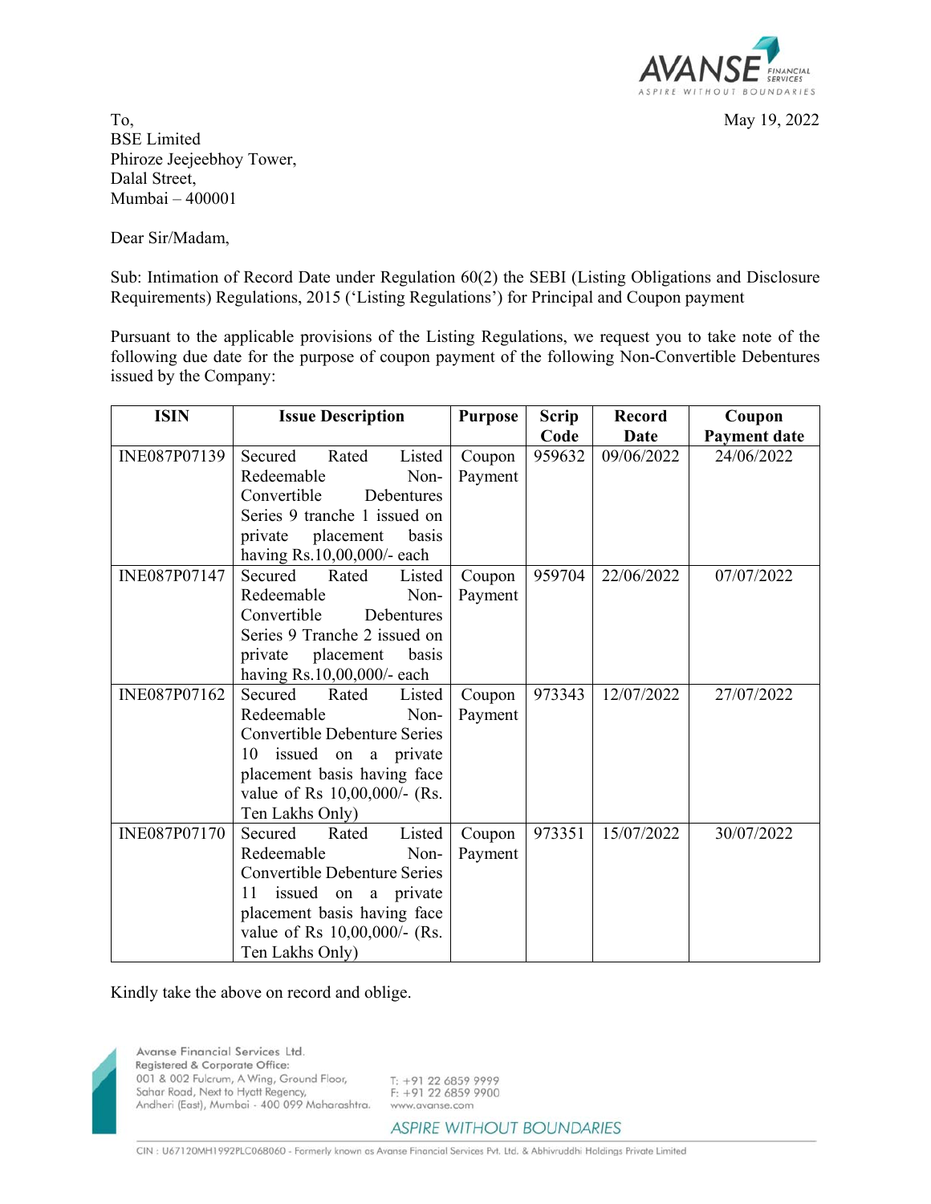May 19, 2022

To,
BSE Limited
Phiroze Jeejeebhoy Tower,
Dalal Street,
Mumbai – 400001

Dear Sir/Madam,

Sub: Intimation of Record Date under Regulation 60(2) the SEBI (Listing Obligations and Disclosure Requirements) Regulations, 2015 ('Listing Regulations') for Principal and Coupon payment

Pursuant to the applicable provisions of the Listing Regulations, we request you to take note of the following due date for the purpose of coupon payment of the following Non-Convertible Debentures issued by the Company:

| ISIN | Issue Description | Purpose | Scrip Code | Record Date | Coupon Payment date |
|---|---|---|---|---|---|
| INE087P07139 | Secured Rated Listed Redeemable Non-Convertible Debentures Series 9 tranche 1 issued on private placement basis having Rs.10,00,000/- each | Coupon Payment | 959632 | 09/06/2022 | 24/06/2022 |
| INE087P07147 | Secured Rated Listed Redeemable Non-Convertible Debentures Series 9 Tranche 2 issued on private placement basis having Rs.10,00,000/- each | Coupon Payment | 959704 | 22/06/2022 | 07/07/2022 |
| INE087P07162 | Secured Rated Listed Redeemable Non-Convertible Debenture Series 10 issued on a private placement basis having face value of Rs 10,00,000/- (Rs. Ten Lakhs Only) | Coupon Payment | 973343 | 12/07/2022 | 27/07/2022 |
| INE087P07170 | Secured Rated Listed Redeemable Non-Convertible Debenture Series 11 issued on a private placement basis having face value of Rs 10,00,000/- (Rs. Ten Lakhs Only) | Coupon Payment | 973351 | 15/07/2022 | 30/07/2022 |

Kindly take the above on record and oblige.

Avanse Financial Services Ltd.
Registered & Corporate Office:
001 & 002 Fulcrum, A Wing, Ground Floor,
Sahar Road, Next to Hyatt Regency,
Andheri (East), Mumbai - 400 099 Maharashtra.

T: +91 22 6859 9999
F: +91 22 6859 9900
www.avanse.com

ASPIRE WITHOUT BOUNDARIES

CIN : U67120MH1992PLC068060 - Formerly known as Avanse Financial Services Pvt. Ltd. & Abhivruddhi Holdings Private Limited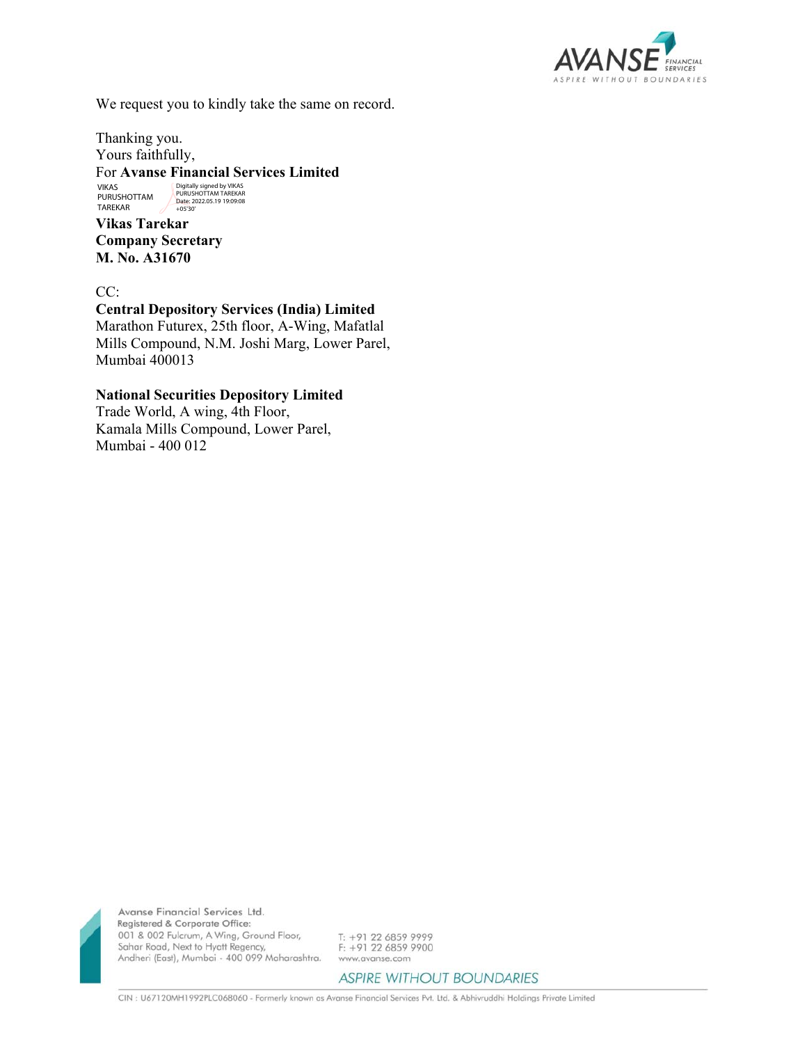We request you to kindly take the same on record.

Thanking you.
Yours faithfully,
For **Avanse Financial Services Limited**

VIKAS PURUSHOTTAM TAREKAR
Digitally signed by VIKAS PURUSHOTTAM TAREKAR
Date: 2022.05.19 19:09:08 +05'30'

**Vikas Tarekar**
**Company Secretary**
**M. No. A31670**

CC:

**Central Depository Services (India) Limited**
Marathon Futurex, 25th floor, A-Wing, Mafatlal Mills Compound, N.M. Joshi Marg, Lower Parel, Mumbai 400013

**National Securities Depository Limited**
Trade World, A wing, 4th Floor,
Kamala Mills Compound, Lower Parel,
Mumbai - 400 012